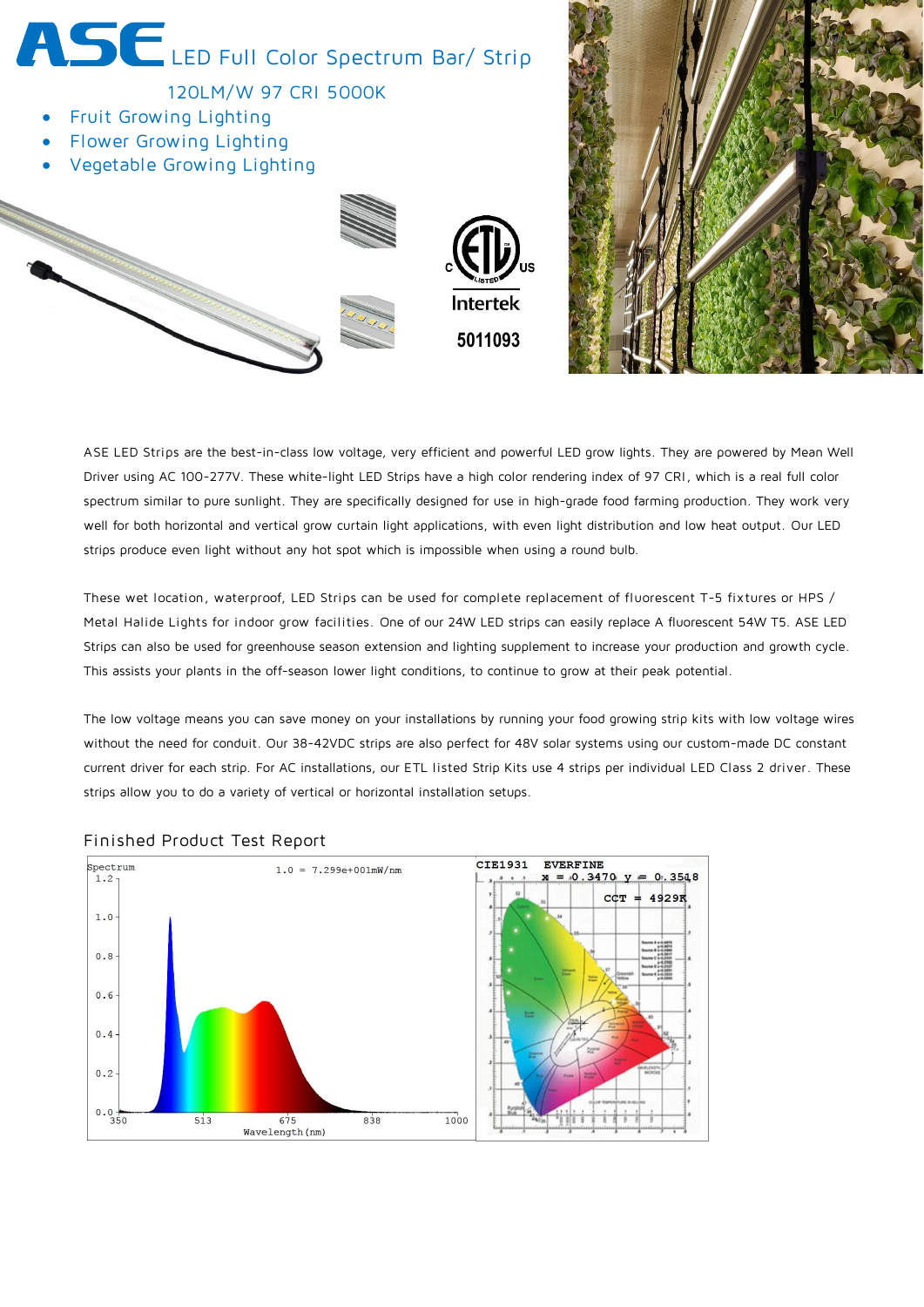# ASE LED Full Color Spectrum Bar/ Strip

120LM/W 97 CRI 5000K

- Fruit Growing Lighting
- Flower Growing Lighting
- Vegetable Growing Lighting

Intertek 5011093

ASE LED Strips are the best-in-class low voltage, very efficient and powerful LED grow lights. They are powered by Mean Well Driver using AC 100-277V. These white-light LED Strips have a high color rendering index of 97 CRI, which is a real full color spectrum similar to pure sunlight. They are specifically designed for use in high-grade food farming production. They work very well for both horizontal and vertical grow curtain light applications, with even light distribution and low heat output. Our LED strips produce even light without any hot spot which is impossible when using a round bulb.

These wet location, waterproof, LED Strips can be used for complete replacement of fluorescent T-5 fixtures or HPS / Metal Halide Lights for indoor grow facilities. One of our 24W LED strips can easily replace A fluorescent 54W T5. ASE LED Strips can also be used for greenhouse season extension and lighting supplement to increase your production and growth cycle. This assists your plants in the off-season lower light conditions, to continue to grow at their peak potential.

The low voltage means you can save money on your installations by running your food growing strip kits with low voltage wires without the need for conduit. Our 38-42VDC strips are also perfect for 48V solar systems using our custom-made DC constant current driver for each strip. For AC installations, our ETL listed Strip Kits use 4 strips per individual LED Class 2 driver. These strips allow you to do a variety of vertical or horizontal installation setups.

## Finished Product Test Report

Spectrum 1.0 = 7.299e+001mW/nm

Wavelength (nm)

CIE1931 EVERFINE x = 0.3470 y = 0.3518

CCT = 4929K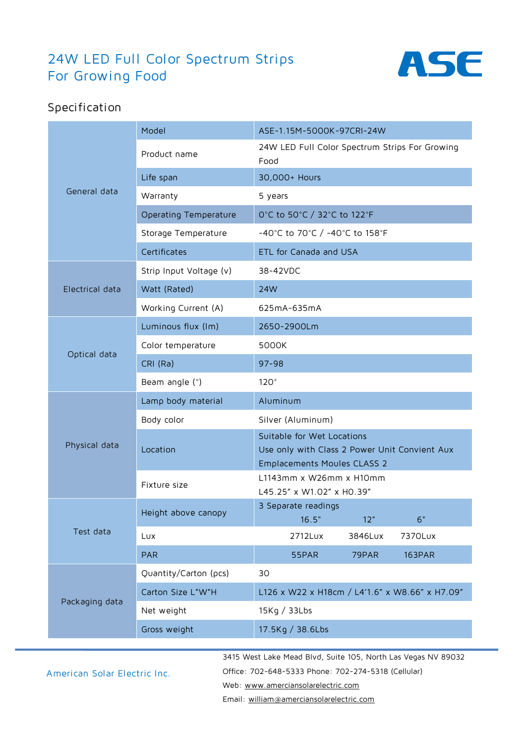# 24W LED Full Color Spectrum Strips For Growing Food

ASE

## Specification

| | | |
|---|---|---|
| General data | Model | ASE-1.15M-5000K-97CRI-24W |
| | Product name | 24W LED Full Color Spectrum Strips For Growing Food |
| | Life span | 30,000+ Hours |
| | Warranty | 5 years |
| | Operating Temperature | 0°C to 50°C / 32°C to 122°F |
| | Storage Temperature | -40°C to 70°C / -40°C to 158°F |
| | Certificates | ETL for Canada and USA |
| Electrical data | Strip Input Voltage (v) | 38-42VDC |
| | Watt (Rated) | 24W |
| | Working Current (A) | 625mA-635mA |
| Optical data | Luminous flux (lm) | 2650-2900Lm |
| | Color temperature | 5000K |
| | CRI (Ra) | 97-98 |
| | Beam angle (°) | 120° |
| Physical data | Lamp body material | Aluminum |
| | Body color | Silver (Aluminum) |
| | Location | Suitable for Wet Locations<br>Use only with Class 2 Power Unit Convient Aux Emplacements Moules CLASS 2 |
| | Fixture size | L1143mm x W26mm x H10mm<br>L45.25" x W1.02" x H0.39" |
| Test data | Height above canopy | 3 Separate readings<br>16.5" 12" 6" |
| | Lux | 2712Lux 3846Lux 7370Lux |
| | PAR | 55PAR 79PAR 163PAR |
| Packaging data | Quantity/Carton (pcs) | 30 |
| | Carton Size L*W*H | L126 x W22 x H18cm / L4'1.6" x W8.66" x H7.09" |
| | Net weight | 15Kg / 33Lbs |
| | Gross weight | 17.5Kg / 38.6Lbs |

American Solar Electric Inc.

3415 West Lake Mead Blvd, Suite 105, North Las Vegas NV 89032
Office: 702-648-5333 Phone: 702-274-5318 (Cellular)
Web: www.amerciansolarelectric.com
Email: william@amerciansolarelectric.com